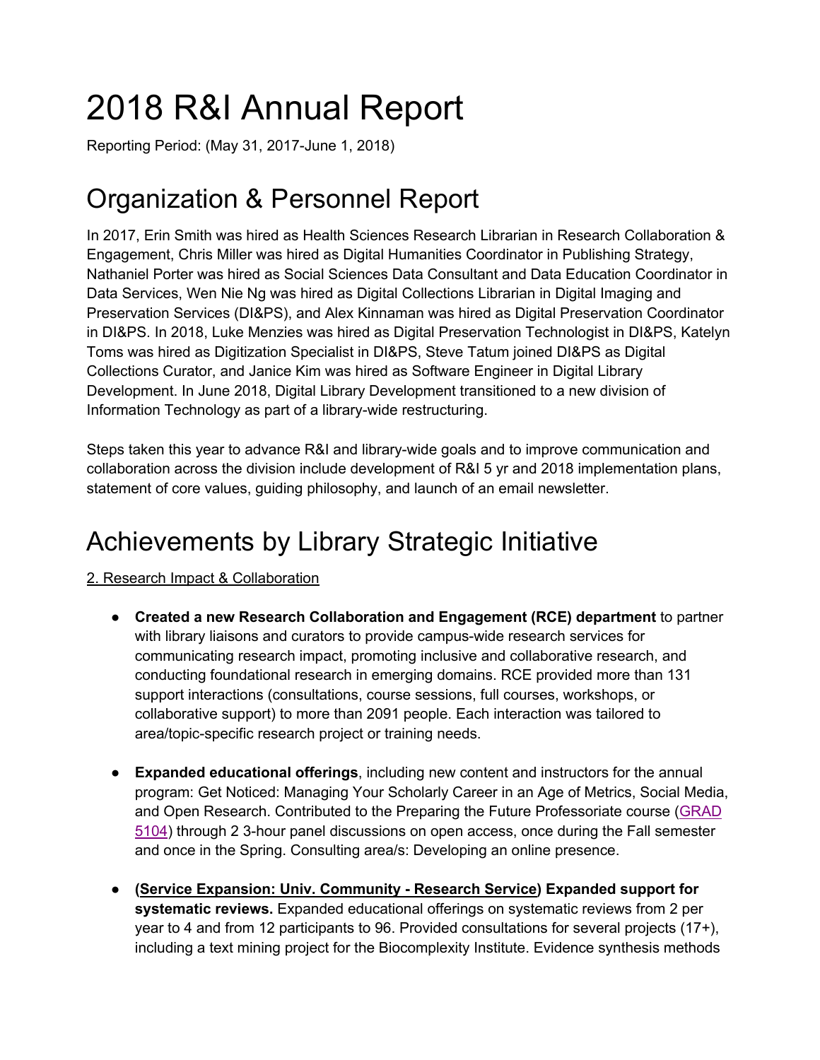# 2018 R&I Annual Report

Reporting Period: (May 31, 2017-June 1, 2018)

# Organization & Personnel Report

In 2017, Erin Smith was hired as Health Sciences Research Librarian in Research Collaboration & Engagement, Chris Miller was hired as Digital Humanities Coordinator in Publishing Strategy, Nathaniel Porter was hired as Social Sciences Data Consultant and Data Education Coordinator in Data Services, Wen Nie Ng was hired as Digital Collections Librarian in Digital Imaging and Preservation Services (DI&PS), and Alex Kinnaman was hired as Digital Preservation Coordinator in DI&PS. In 2018, Luke Menzies was hired as Digital Preservation Technologist in DI&PS, Katelyn Toms was hired as Digitization Specialist in DI&PS, Steve Tatum joined DI&PS as Digital Collections Curator, and Janice Kim was hired as Software Engineer in Digital Library Development. In June 2018, Digital Library Development transitioned to a new division of Information Technology as part of a library-wide restructuring.

Steps taken this year to advance R&I and library-wide goals and to improve communication and collaboration across the division include development of R&I 5 yr and 2018 implementation plans, statement of core values, guiding philosophy, and launch of an email newsletter.

# Achievements by Library Strategic Initiative

2. Research Impact & Collaboration

- **Created a new Research Collaboration and Engagement (RCE) department** to partner with library liaisons and curators to provide campus-wide research services for communicating research impact, promoting inclusive and collaborative research, and conducting foundational research in emerging domains. RCE provided more than 131 support interactions (consultations, course sessions, full courses, workshops, or collaborative support) to more than 2091 people. Each interaction was tailored to area/topic-specific research project or training needs.

- **Expanded educational offerings**, including new content and instructors for the annual program: Get Noticed: Managing Your Scholarly Career in an Age of Metrics, Social Media, and Open Research. Contributed to the Preparing the Future Professoriate course (GRAD 5104) through 2 3-hour panel discussions on open access, once during the Fall semester and once in the Spring. Consulting area/s: Developing an online presence.

- **(Service Expansion: Univ. Community - Research Service) Expanded support for systematic reviews.** Expanded educational offerings on systematic reviews from 2 per year to 4 and from 12 participants to 96. Provided consultations for several projects (17+), including a text mining project for the Biocomplexity Institute. Evidence synthesis methods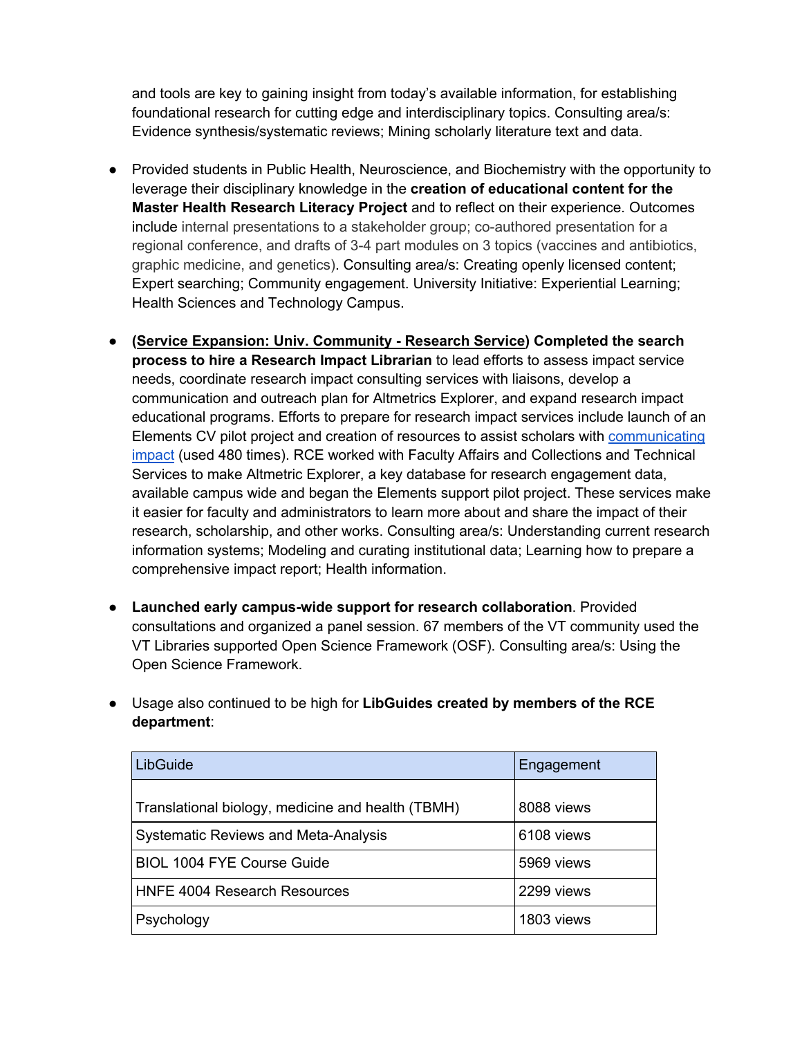and tools are key to gaining insight from today's available information, for establishing foundational research for cutting edge and interdisciplinary topics. Consulting area/s: Evidence synthesis/systematic reviews; Mining scholarly literature text and data.

- Provided students in Public Health, Neuroscience, and Biochemistry with the opportunity to leverage their disciplinary knowledge in the **creation of educational content for the Master Health Research Literacy Project** and to reflect on their experience. Outcomes include internal presentations to a stakeholder group; co-authored presentation for a regional conference, and drafts of 3-4 part modules on 3 topics (vaccines and antibiotics, graphic medicine, and genetics). Consulting area/s: Creating openly licensed content; Expert searching; Community engagement. University Initiative: Experiential Learning; Health Sciences and Technology Campus.

- **(Service Expansion: Univ. Community - Research Service) Completed the search process to hire a Research Impact Librarian** to lead efforts to assess impact service needs, coordinate research impact consulting services with liaisons, develop a communication and outreach plan for Altmetrics Explorer, and expand research impact educational programs. Efforts to prepare for research impact services include launch of an Elements CV pilot project and creation of resources to assist scholars with communicating impact (used 480 times). RCE worked with Faculty Affairs and Collections and Technical Services to make Altmetric Explorer, a key database for research engagement data, available campus wide and began the Elements support pilot project. These services make it easier for faculty and administrators to learn more about and share the impact of their research, scholarship, and other works. Consulting area/s: Understanding current research information systems; Modeling and curating institutional data; Learning how to prepare a comprehensive impact report; Health information.

- **Launched early campus-wide support for research collaboration**. Provided consultations and organized a panel session. 67 members of the VT community used the VT Libraries supported Open Science Framework (OSF). Consulting area/s: Using the Open Science Framework.

- Usage also continued to be high for **LibGuides created by members of the RCE department**:

| LibGuide | Engagement |
|---|---|
| Translational biology, medicine and health (TBMH) | 8088 views |
| Systematic Reviews and Meta-Analysis | 6108 views |
| BIOL 1004 FYE Course Guide | 5969 views |
| HNFE 4004 Research Resources | 2299 views |
| Psychology | 1803 views |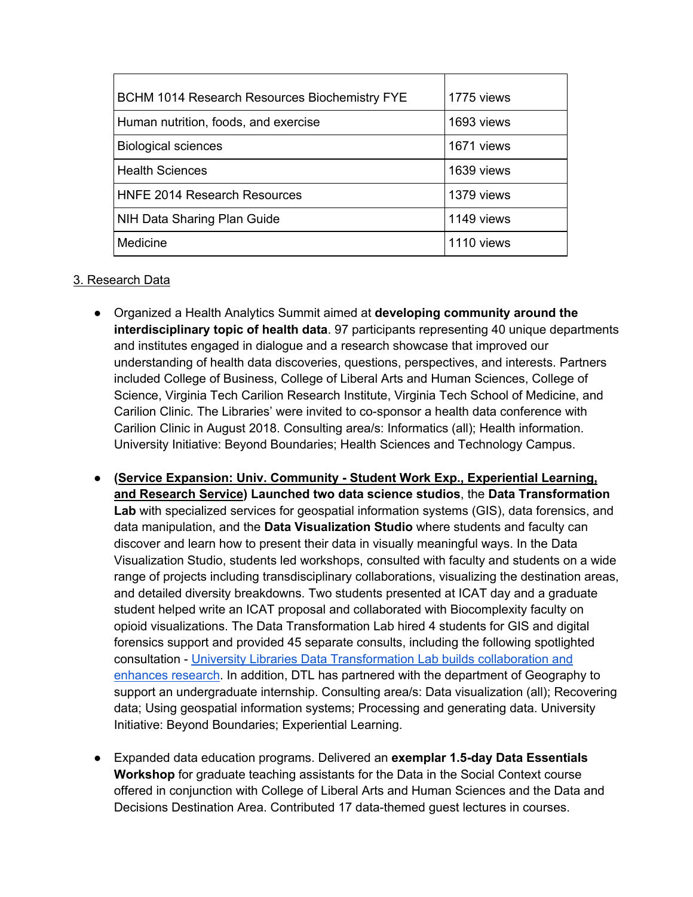| BCHM 1014 Research Resources Biochemistry FYE | 1775 views |
|---|---|
| Human nutrition, foods, and exercise | 1693 views |
| Biological sciences | 1671 views |
| Health Sciences | 1639 views |
| HNFE 2014 Research Resources | 1379 views |
| NIH Data Sharing Plan Guide | 1149 views |
| Medicine | 1110 views |

<u>3. Research Data</u>

- Organized a Health Analytics Summit aimed at **developing community around the interdisciplinary topic of health data**. 97 participants representing 40 unique departments and institutes engaged in dialogue and a research showcase that improved our understanding of health data discoveries, questions, perspectives, and interests. Partners included College of Business, College of Liberal Arts and Human Sciences, College of Science, Virginia Tech Carilion Research Institute, Virginia Tech School of Medicine, and Carilion Clinic. The Libraries' were invited to co-sponsor a health data conference with Carilion Clinic in August 2018. Consulting area/s: Informatics (all); Health information. University Initiative: Beyond Boundaries; Health Sciences and Technology Campus.

- **(<u>Service Expansion: Univ. Community - Student Work Exp., Experiential Learning, and Research Service</u>) Launched two data science studios**, the **Data Transformation Lab** with specialized services for geospatial information systems (GIS), data forensics, and data manipulation, and the **Data Visualization Studio** where students and faculty can discover and learn how to present their data in visually meaningful ways. In the Data Visualization Studio, students led workshops, consulted with faculty and students on a wide range of projects including transdisciplinary collaborations, visualizing the destination areas, and detailed diversity breakdowns. Two students presented at ICAT day and a graduate student helped write an ICAT proposal and collaborated with Biocomplexity faculty on opioid visualizations. The Data Transformation Lab hired 4 students for GIS and digital forensics support and provided 45 separate consults, including the following spotlighted consultation - [University Libraries Data Transformation Lab builds collaboration and enhances research](). In addition, DTL has partnered with the department of Geography to support an undergraduate internship. Consulting area/s: Data visualization (all); Recovering data; Using geospatial information systems; Processing and generating data. University Initiative: Beyond Boundaries; Experiential Learning.

- Expanded data education programs. Delivered an **exemplar 1.5-day Data Essentials Workshop** for graduate teaching assistants for the Data in the Social Context course offered in conjunction with College of Liberal Arts and Human Sciences and the Data and Decisions Destination Area. Contributed 17 data-themed guest lectures in courses.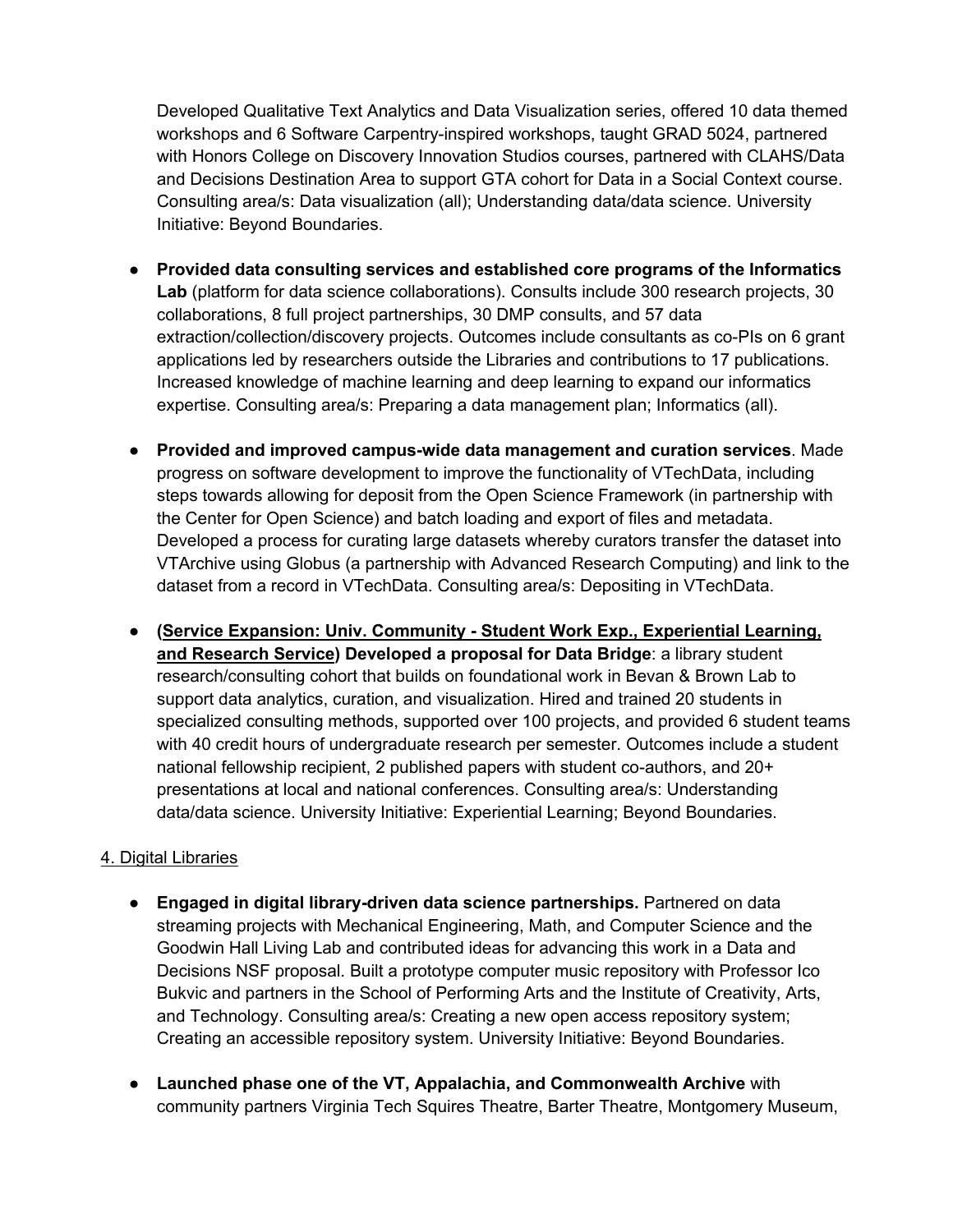Developed Qualitative Text Analytics and Data Visualization series, offered 10 data themed workshops and 6 Software Carpentry-inspired workshops, taught GRAD 5024, partnered with Honors College on Discovery Innovation Studios courses, partnered with CLAHS/Data and Decisions Destination Area to support GTA cohort for Data in a Social Context course. Consulting area/s: Data visualization (all); Understanding data/data science. University Initiative: Beyond Boundaries.

- **Provided data consulting services and established core programs of the Informatics Lab** (platform for data science collaborations). Consults include 300 research projects, 30 collaborations, 8 full project partnerships, 30 DMP consults, and 57 data extraction/collection/discovery projects. Outcomes include consultants as co-PIs on 6 grant applications led by researchers outside the Libraries and contributions to 17 publications. Increased knowledge of machine learning and deep learning to expand our informatics expertise. Consulting area/s: Preparing a data management plan; Informatics (all).

- **Provided and improved campus-wide data management and curation services**. Made progress on software development to improve the functionality of VTechData, including steps towards allowing for deposit from the Open Science Framework (in partnership with the Center for Open Science) and batch loading and export of files and metadata. Developed a process for curating large datasets whereby curators transfer the dataset into VTArchive using Globus (a partnership with Advanced Research Computing) and link to the dataset from a record in VTechData. Consulting area/s: Depositing in VTechData.

- **(<u>Service Expansion: Univ. Community - Student Work Exp., Experiential Learning, and Research Service</u>) Developed a proposal for Data Bridge**: a library student research/consulting cohort that builds on foundational work in Bevan & Brown Lab to support data analytics, curation, and visualization. Hired and trained 20 students in specialized consulting methods, supported over 100 projects, and provided 6 student teams with 40 credit hours of undergraduate research per semester. Outcomes include a student national fellowship recipient, 2 published papers with student co-authors, and 20+ presentations at local and national conferences. Consulting area/s: Understanding data/data science. University Initiative: Experiential Learning; Beyond Boundaries.

<u>4. Digital Libraries</u>

- **Engaged in digital library-driven data science partnerships.** Partnered on data streaming projects with Mechanical Engineering, Math, and Computer Science and the Goodwin Hall Living Lab and contributed ideas for advancing this work in a Data and Decisions NSF proposal. Built a prototype computer music repository with Professor Ico Bukvic and partners in the School of Performing Arts and the Institute of Creativity, Arts, and Technology. Consulting area/s: Creating a new open access repository system; Creating an accessible repository system. University Initiative: Beyond Boundaries.

- **Launched phase one of the VT, Appalachia, and Commonwealth Archive** with community partners Virginia Tech Squires Theatre, Barter Theatre, Montgomery Museum,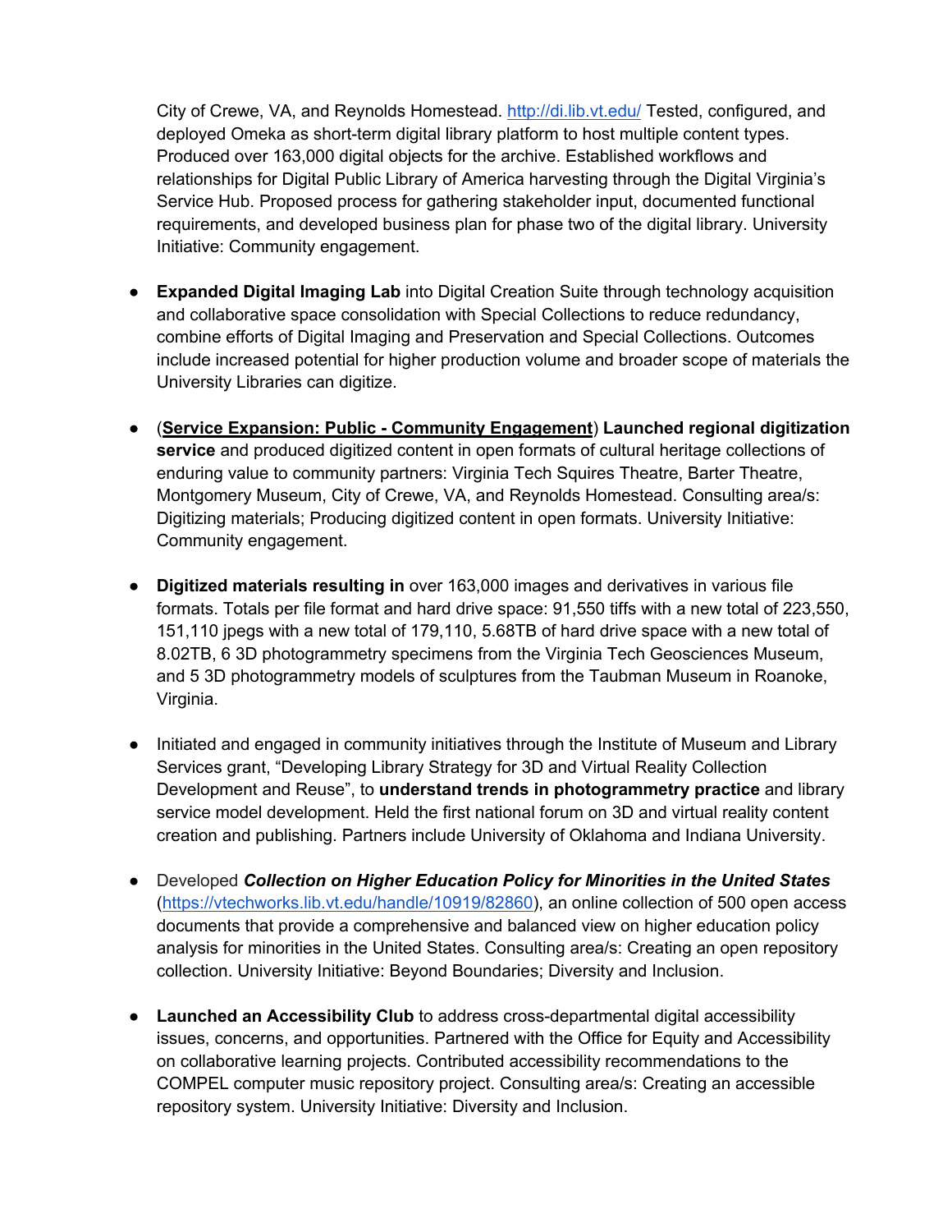City of Crewe, VA, and Reynolds Homestead. [http://di.lib.vt.edu/](http://di.lib.vt.edu/) Tested, configured, and deployed Omeka as short-term digital library platform to host multiple content types. Produced over 163,000 digital objects for the archive. Established workflows and relationships for Digital Public Library of America harvesting through the Digital Virginia's Service Hub. Proposed process for gathering stakeholder input, documented functional requirements, and developed business plan for phase two of the digital library. University Initiative: Community engagement.

- **Expanded Digital Imaging Lab** into Digital Creation Suite through technology acquisition and collaborative space consolidation with Special Collections to reduce redundancy, combine efforts of Digital Imaging and Preservation and Special Collections. Outcomes include increased potential for higher production volume and broader scope of materials the University Libraries can digitize.

- (**<u>Service Expansion: Public - Community Engagement</u>**) **Launched regional digitization service** and produced digitized content in open formats of cultural heritage collections of enduring value to community partners: Virginia Tech Squires Theatre, Barter Theatre, Montgomery Museum, City of Crewe, VA, and Reynolds Homestead. Consulting area/s: Digitizing materials; Producing digitized content in open formats. University Initiative: Community engagement.

- **Digitized materials resulting in** over 163,000 images and derivatives in various file formats. Totals per file format and hard drive space: 91,550 tiffs with a new total of 223,550, 151,110 jpegs with a new total of 179,110, 5.68TB of hard drive space with a new total of 8.02TB, 6 3D photogrammetry specimens from the Virginia Tech Geosciences Museum, and 5 3D photogrammetry models of sculptures from the Taubman Museum in Roanoke, Virginia.

- Initiated and engaged in community initiatives through the Institute of Museum and Library Services grant, "Developing Library Strategy for 3D and Virtual Reality Collection Development and Reuse", to **understand trends in photogrammetry practice** and library service model development. Held the first national forum on 3D and virtual reality content creation and publishing. Partners include University of Oklahoma and Indiana University.

- Developed ***Collection on Higher Education Policy for Minorities in the United States*** ([https://vtechworks.lib.vt.edu/handle/10919/82860](https://vtechworks.lib.vt.edu/handle/10919/82860)), an online collection of 500 open access documents that provide a comprehensive and balanced view on higher education policy analysis for minorities in the United States. Consulting area/s: Creating an open repository collection. University Initiative: Beyond Boundaries; Diversity and Inclusion.

- **Launched an Accessibility Club** to address cross-departmental digital accessibility issues, concerns, and opportunities. Partnered with the Office for Equity and Accessibility on collaborative learning projects. Contributed accessibility recommendations to the COMPEL computer music repository project. Consulting area/s: Creating an accessible repository system. University Initiative: Diversity and Inclusion.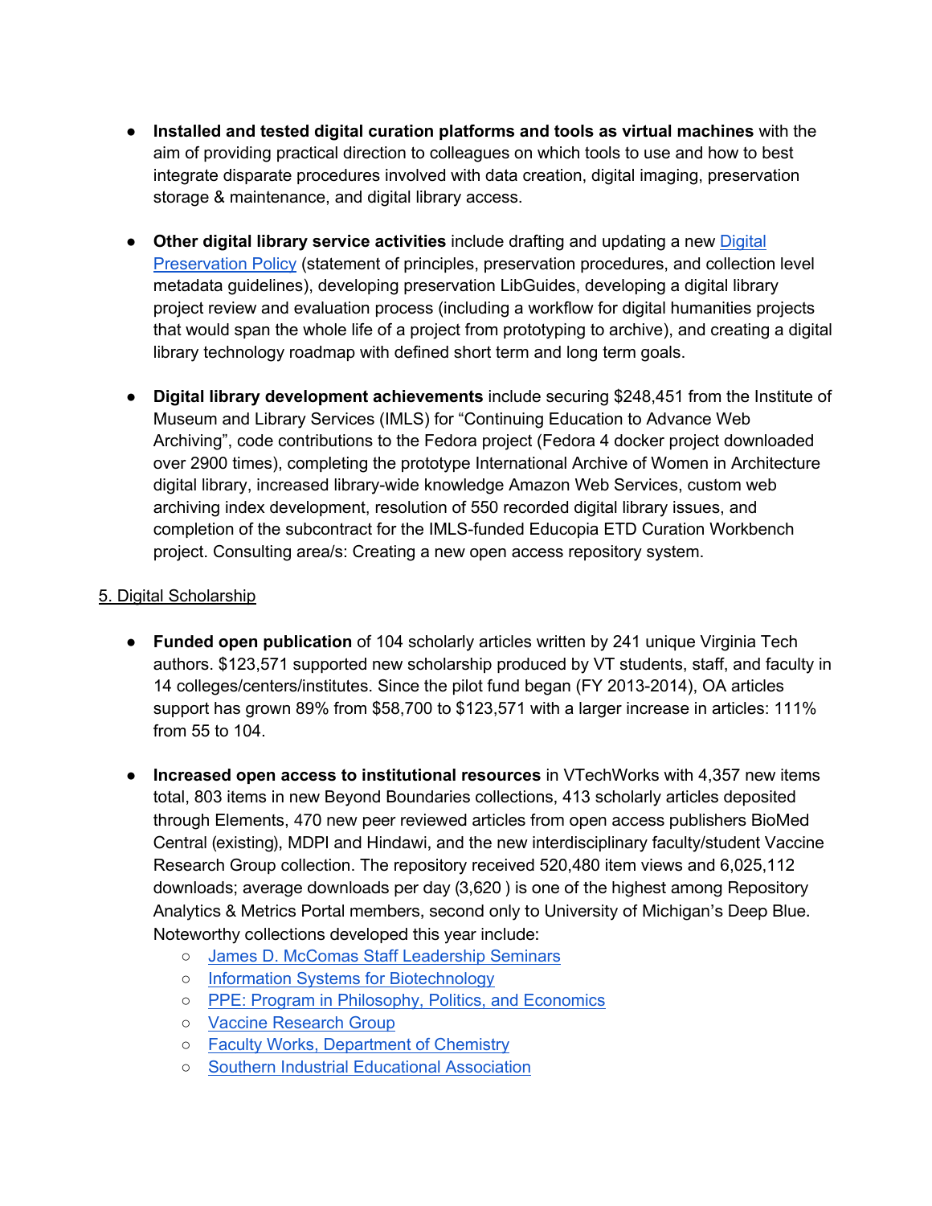- **Installed and tested digital curation platforms and tools as virtual machines** with the aim of providing practical direction to colleagues on which tools to use and how to best integrate disparate procedures involved with data creation, digital imaging, preservation storage & maintenance, and digital library access.

- **Other digital library service activities** include drafting and updating a new [Digital Preservation Policy]() (statement of principles, preservation procedures, and collection level metadata guidelines), developing preservation LibGuides, developing a digital library project review and evaluation process (including a workflow for digital humanities projects that would span the whole life of a project from prototyping to archive), and creating a digital library technology roadmap with defined short term and long term goals.

- **Digital library development achievements** include securing $248,451 from the Institute of Museum and Library Services (IMLS) for "Continuing Education to Advance Web Archiving", code contributions to the Fedora project (Fedora 4 docker project downloaded over 2900 times), completing the prototype International Archive of Women in Architecture digital library, increased library-wide knowledge Amazon Web Services, custom web archiving index development, resolution of 550 recorded digital library issues, and completion of the subcontract for the IMLS-funded Educopia ETD Curation Workbench project. Consulting area/s: Creating a new open access repository system.

## 5. Digital Scholarship

- **Funded open publication** of 104 scholarly articles written by 241 unique Virginia Tech authors. $123,571 supported new scholarship produced by VT students, staff, and faculty in 14 colleges/centers/institutes. Since the pilot fund began (FY 2013-2014), OA articles support has grown 89% from $58,700 to $123,571 with a larger increase in articles: 111% from 55 to 104.

- **Increased open access to institutional resources** in VTechWorks with 4,357 new items total, 803 items in new Beyond Boundaries collections, 413 scholarly articles deposited through Elements, 470 new peer reviewed articles from open access publishers BioMed Central (existing), MDPI and Hindawi, and the new interdisciplinary faculty/student Vaccine Research Group collection. The repository received 520,480 item views and 6,025,112 downloads; average downloads per day (3,620 ) is one of the highest among Repository Analytics & Metrics Portal members, second only to University of Michigan's Deep Blue. Noteworthy collections developed this year include:
  - [James D. McComas Staff Leadership Seminars]()
  - [Information Systems for Biotechnology]()
  - [PPE: Program in Philosophy, Politics, and Economics]()
  - [Vaccine Research Group]()
  - [Faculty Works, Department of Chemistry]()
  - [Southern Industrial Educational Association]()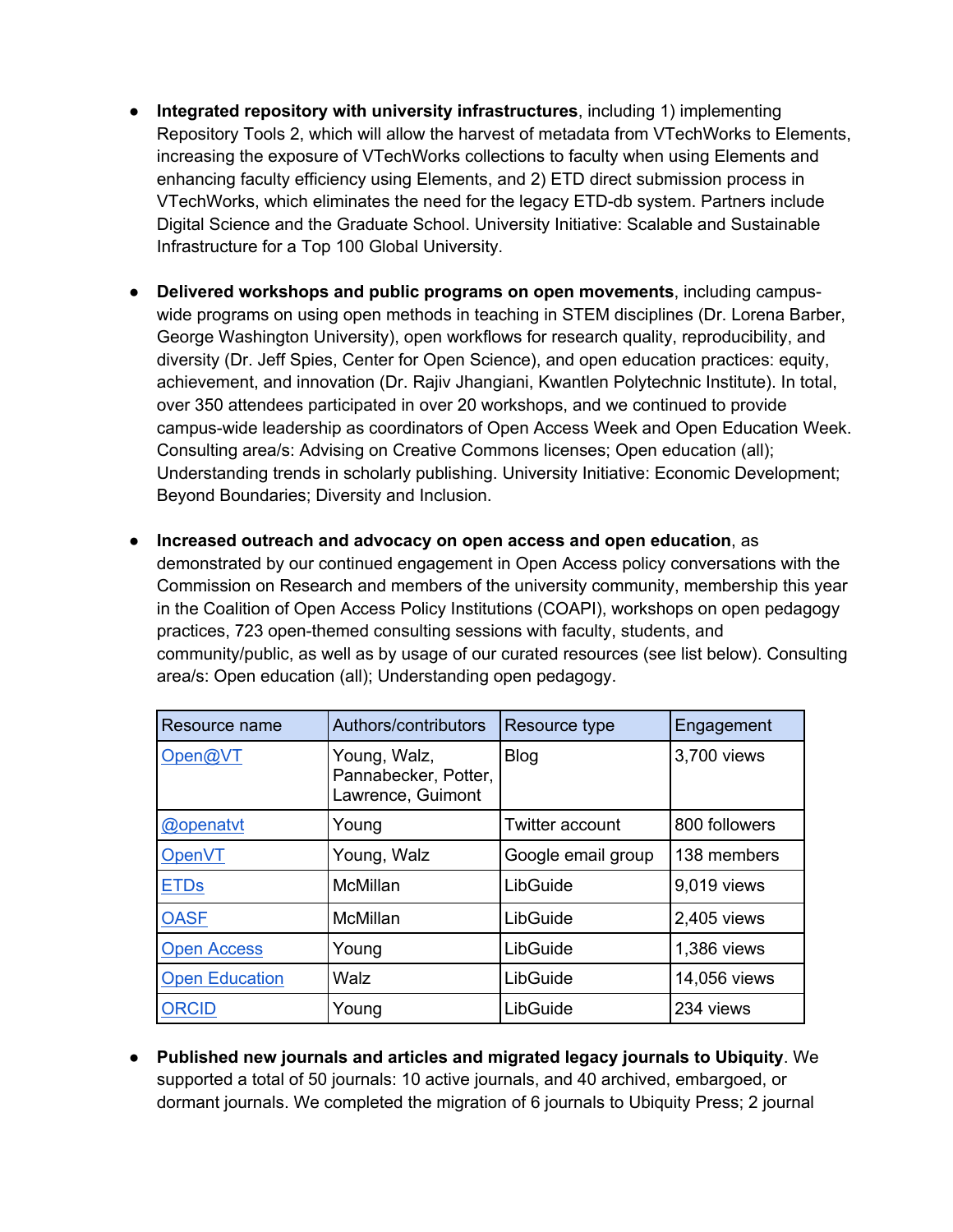- **Integrated repository with university infrastructures**, including 1) implementing Repository Tools 2, which will allow the harvest of metadata from VTechWorks to Elements, increasing the exposure of VTechWorks collections to faculty when using Elements and enhancing faculty efficiency using Elements, and 2) ETD direct submission process in VTechWorks, which eliminates the need for the legacy ETD-db system. Partners include Digital Science and the Graduate School. University Initiative: Scalable and Sustainable Infrastructure for a Top 100 Global University.

- **Delivered workshops and public programs on open movements**, including campus-wide programs on using open methods in teaching in STEM disciplines (Dr. Lorena Barber, George Washington University), open workflows for research quality, reproducibility, and diversity (Dr. Jeff Spies, Center for Open Science), and open education practices: equity, achievement, and innovation (Dr. Rajiv Jhangiani, Kwantlen Polytechnic Institute). In total, over 350 attendees participated in over 20 workshops, and we continued to provide campus-wide leadership as coordinators of Open Access Week and Open Education Week. Consulting area/s: Advising on Creative Commons licenses; Open education (all); Understanding trends in scholarly publishing. University Initiative: Economic Development; Beyond Boundaries; Diversity and Inclusion.

- **Increased outreach and advocacy on open access and open education**, as demonstrated by our continued engagement in Open Access policy conversations with the Commission on Research and members of the university community, membership this year in the Coalition of Open Access Policy Institutions (COAPI), workshops on open pedagogy practices, 723 open-themed consulting sessions with faculty, students, and community/public, as well as by usage of our curated resources (see list below). Consulting area/s: Open education (all); Understanding open pedagogy.

| Resource name | Authors/contributors | Resource type | Engagement |
|---|---|---|---|
| Open@VT | Young, Walz, Pannabecker, Potter, Lawrence, Guimont | Blog | 3,700 views |
| @openatvt | Young | Twitter account | 800 followers |
| OpenVT | Young, Walz | Google email group | 138 members |
| ETDs | McMillan | LibGuide | 9,019 views |
| OASF | McMillan | LibGuide | 2,405 views |
| Open Access | Young | LibGuide | 1,386 views |
| Open Education | Walz | LibGuide | 14,056 views |
| ORCID | Young | LibGuide | 234 views |

- **Published new journals and articles and migrated legacy journals to Ubiquity**. We supported a total of 50 journals: 10 active journals, and 40 archived, embargoed, or dormant journals. We completed the migration of 6 journals to Ubiquity Press; 2 journal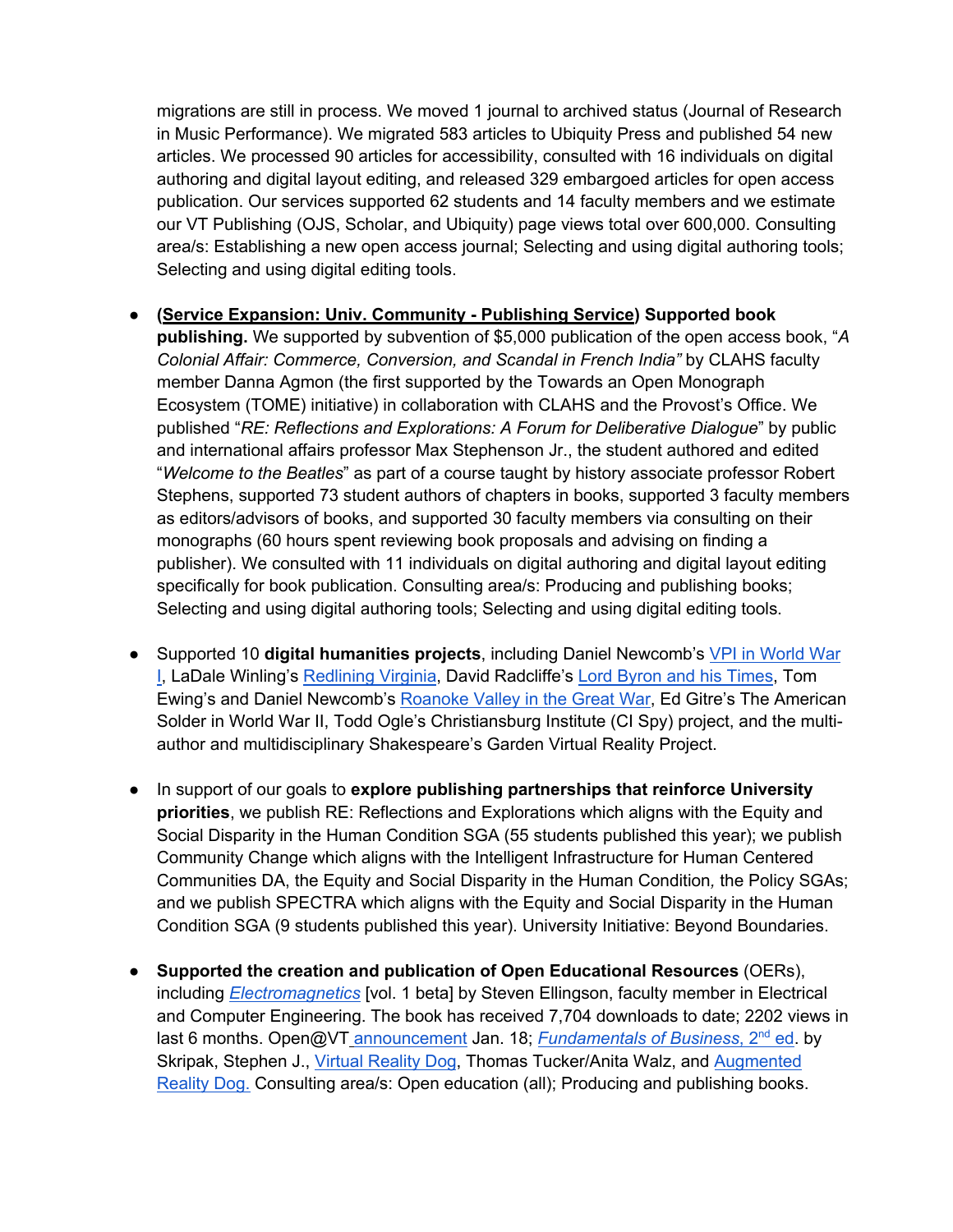migrations are still in process. We moved 1 journal to archived status (Journal of Research in Music Performance). We migrated 583 articles to Ubiquity Press and published 54 new articles. We processed 90 articles for accessibility, consulted with 16 individuals on digital authoring and digital layout editing, and released 329 embargoed articles for open access publication. Our services supported 62 students and 14 faculty members and we estimate our VT Publishing (OJS, Scholar, and Ubiquity) page views total over 600,000. Consulting area/s: Establishing a new open access journal; Selecting and using digital authoring tools; Selecting and using digital editing tools.

- **(Service Expansion: Univ. Community - Publishing Service) Supported book publishing.** We supported by subvention of $5,000 publication of the open access book, "*A Colonial Affair: Commerce, Conversion, and Scandal in French India"* by CLAHS faculty member Danna Agmon (the first supported by the Towards an Open Monograph Ecosystem (TOME) initiative) in collaboration with CLAHS and the Provost's Office. We published "*RE: Reflections and Explorations: A Forum for Deliberative Dialogue*" by public and international affairs professor Max Stephenson Jr., the student authored and edited "*Welcome to the Beatles*" as part of a course taught by history associate professor Robert Stephens, supported 73 student authors of chapters in books, supported 3 faculty members as editors/advisors of books, and supported 30 faculty members via consulting on their monographs (60 hours spent reviewing book proposals and advising on finding a publisher). We consulted with 11 individuals on digital authoring and digital layout editing specifically for book publication. Consulting area/s: Producing and publishing books; Selecting and using digital authoring tools; Selecting and using digital editing tools.

- Supported 10 **digital humanities projects**, including Daniel Newcomb's VPI in World War I, LaDale Winling's Redlining Virginia, David Radcliffe's Lord Byron and his Times, Tom Ewing's and Daniel Newcomb's Roanoke Valley in the Great War, Ed Gitre's The American Solder in World War II, Todd Ogle's Christiansburg Institute (CI Spy) project, and the multi-author and multidisciplinary Shakespeare's Garden Virtual Reality Project.

- In support of our goals to **explore publishing partnerships that reinforce University priorities**, we publish RE: Reflections and Explorations which aligns with the Equity and Social Disparity in the Human Condition SGA (55 students published this year); we publish Community Change which aligns with the Intelligent Infrastructure for Human Centered Communities DA, the Equity and Social Disparity in the Human Condition*,* the Policy SGAs; and we publish SPECTRA which aligns with the Equity and Social Disparity in the Human Condition SGA (9 students published this year). University Initiative: Beyond Boundaries.

- **Supported the creation and publication of Open Educational Resources** (OERs), including *Electromagnetics* [vol. 1 beta] by Steven Ellingson, faculty member in Electrical and Computer Engineering. The book has received 7,704 downloads to date; 2202 views in last 6 months. Open@VT announcement Jan. 18; *Fundamentals of Business*, 2nd ed. by Skripak, Stephen J., Virtual Reality Dog, Thomas Tucker/Anita Walz, and Augmented Reality Dog. Consulting area/s: Open education (all); Producing and publishing books.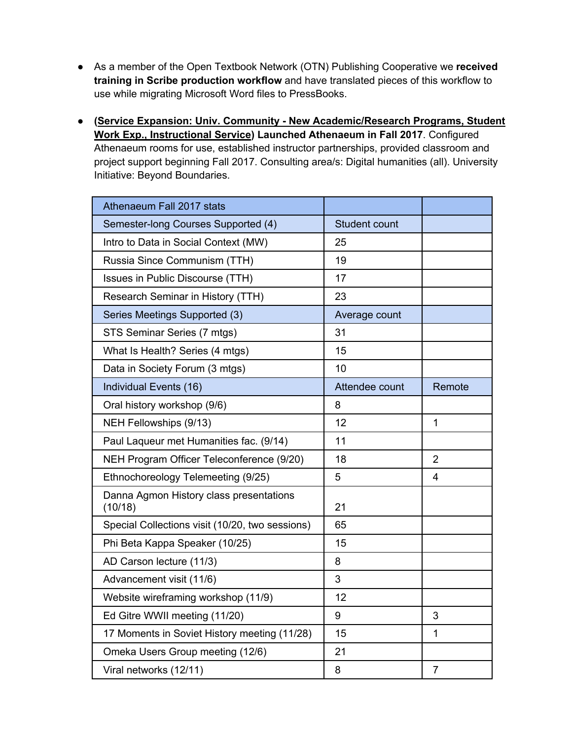- As a member of the Open Textbook Network (OTN) Publishing Cooperative we **received training in Scribe production workflow** and have translated pieces of this workflow to use while migrating Microsoft Word files to PressBooks.

- **(<u>Service Expansion: Univ. Community - New Academic/Research Programs, Student Work Exp., Instructional Service</u>) Launched Athenaeum in Fall 2017**. Configured Athenaeum rooms for use, established instructor partnerships, provided classroom and project support beginning Fall 2017. Consulting area/s: Digital humanities (all). University Initiative: Beyond Boundaries.

| Athenaeum Fall 2017 stats | | |
|---|---|---|
| Semester-long Courses Supported (4) | Student count | |
| Intro to Data in Social Context (MW) | 25 | |
| Russia Since Communism (TTH) | 19 | |
| Issues in Public Discourse (TTH) | 17 | |
| Research Seminar in History (TTH) | 23 | |
| Series Meetings Supported (3) | Average count | |
| STS Seminar Series (7 mtgs) | 31 | |
| What Is Health? Series (4 mtgs) | 15 | |
| Data in Society Forum (3 mtgs) | 10 | |
| Individual Events (16) | Attendee count | Remote |
| Oral history workshop (9/6) | 8 | |
| NEH Fellowships (9/13) | 12 | 1 |
| Paul Laqueur met Humanities fac. (9/14) | 11 | |
| NEH Program Officer Teleconference (9/20) | 18 | 2 |
| Ethnochoreology Telemeeting (9/25) | 5 | 4 |
| Danna Agmon History class presentations (10/18) | 21 | |
| Special Collections visit (10/20, two sessions) | 65 | |
| Phi Beta Kappa Speaker (10/25) | 15 | |
| AD Carson lecture (11/3) | 8 | |
| Advancement visit (11/6) | 3 | |
| Website wireframing workshop (11/9) | 12 | |
| Ed Gitre WWII meeting (11/20) | 9 | 3 |
| 17 Moments in Soviet History meeting (11/28) | 15 | 1 |
| Omeka Users Group meeting (12/6) | 21 | |
| Viral networks (12/11) | 8 | 7 |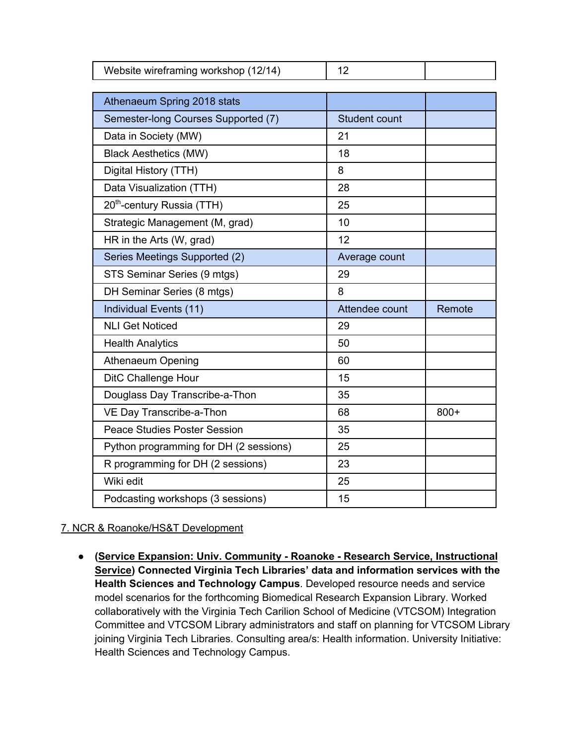| Website wireframing workshop (12/14) | 12 | |
|---|---|---|

| Athenaeum Spring 2018 stats | | |
|---|---|---|
| Semester-long Courses Supported (7) | Student count | |
| Data in Society (MW) | 21 | |
| Black Aesthetics (MW) | 18 | |
| Digital History (TTH) | 8 | |
| Data Visualization (TTH) | 28 | |
| 20th-century Russia (TTH) | 25 | |
| Strategic Management (M, grad) | 10 | |
| HR in the Arts (W, grad) | 12 | |
| Series Meetings Supported (2) | Average count | |
| STS Seminar Series (9 mtgs) | 29 | |
| DH Seminar Series (8 mtgs) | 8 | |
| Individual Events (11) | Attendee count | Remote |
| NLI Get Noticed | 29 | |
| Health Analytics | 50 | |
| Athenaeum Opening | 60 | |
| DitC Challenge Hour | 15 | |
| Douglass Day Transcribe-a-Thon | 35 | |
| VE Day Transcribe-a-Thon | 68 | 800+ |
| Peace Studies Poster Session | 35 | |
| Python programming for DH (2 sessions) | 25 | |
| R programming for DH (2 sessions) | 23 | |
| Wiki edit | 25 | |
| Podcasting workshops (3 sessions) | 15 | |

7. NCR & Roanoke/HS&T Development

- **(Service Expansion: Univ. Community - Roanoke - Research Service, Instructional Service) Connected Virginia Tech Libraries' data and information services with the Health Sciences and Technology Campus**. Developed resource needs and service model scenarios for the forthcoming Biomedical Research Expansion Library. Worked collaboratively with the Virginia Tech Carilion School of Medicine (VTCSOM) Integration Committee and VTCSOM Library administrators and staff on planning for VTCSOM Library joining Virginia Tech Libraries. Consulting area/s: Health information. University Initiative: Health Sciences and Technology Campus.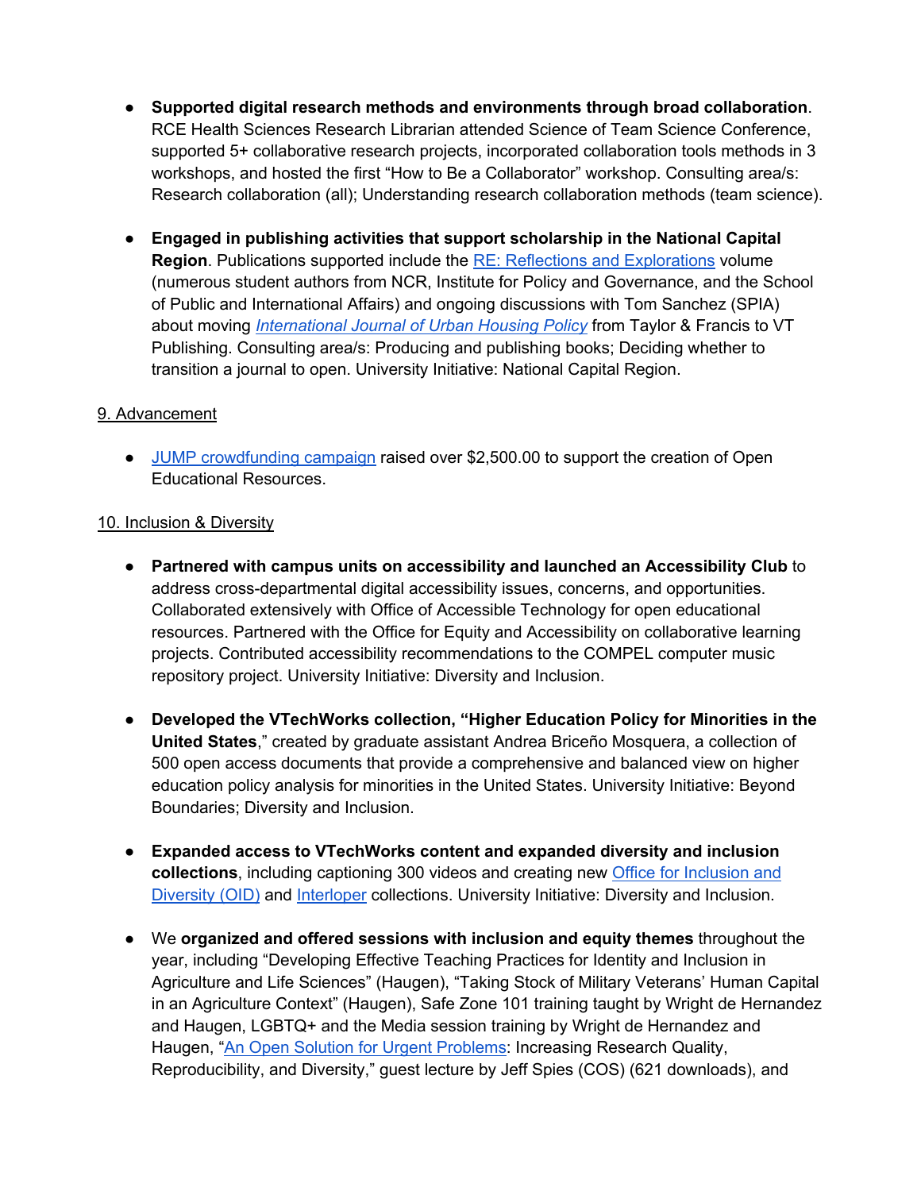- **Supported digital research methods and environments through broad collaboration**. RCE Health Sciences Research Librarian attended Science of Team Science Conference, supported 5+ collaborative research projects, incorporated collaboration tools methods in 3 workshops, and hosted the first "How to Be a Collaborator" workshop. Consulting area/s: Research collaboration (all); Understanding research collaboration methods (team science).

- **Engaged in publishing activities that support scholarship in the National Capital Region**. Publications supported include the RE: Reflections and Explorations volume (numerous student authors from NCR, Institute for Policy and Governance, and the School of Public and International Affairs) and ongoing discussions with Tom Sanchez (SPIA) about moving *International Journal of Urban Housing Policy* from Taylor & Francis to VT Publishing. Consulting area/s: Producing and publishing books; Deciding whether to transition a journal to open. University Initiative: National Capital Region.

9. Advancement

- JUMP crowdfunding campaign raised over $2,500.00 to support the creation of Open Educational Resources.

10. Inclusion & Diversity

- **Partnered with campus units on accessibility and launched an Accessibility Club** to address cross-departmental digital accessibility issues, concerns, and opportunities. Collaborated extensively with Office of Accessible Technology for open educational resources. Partnered with the Office for Equity and Accessibility on collaborative learning projects. Contributed accessibility recommendations to the COMPEL computer music repository project. University Initiative: Diversity and Inclusion.

- **Developed the VTechWorks collection, "Higher Education Policy for Minorities in the United States**," created by graduate assistant Andrea Briceño Mosquera, a collection of 500 open access documents that provide a comprehensive and balanced view on higher education policy analysis for minorities in the United States. University Initiative: Beyond Boundaries; Diversity and Inclusion.

- **Expanded access to VTechWorks content and expanded diversity and inclusion collections**, including captioning 300 videos and creating new Office for Inclusion and Diversity (OID) and Interloper collections. University Initiative: Diversity and Inclusion.

- We **organized and offered sessions with inclusion and equity themes** throughout the year, including "Developing Effective Teaching Practices for Identity and Inclusion in Agriculture and Life Sciences" (Haugen), "Taking Stock of Military Veterans' Human Capital in an Agriculture Context" (Haugen), Safe Zone 101 training taught by Wright de Hernandez and Haugen, LGBTQ+ and the Media session training by Wright de Hernandez and Haugen, "An Open Solution for Urgent Problems: Increasing Research Quality, Reproducibility, and Diversity," guest lecture by Jeff Spies (COS) (621 downloads), and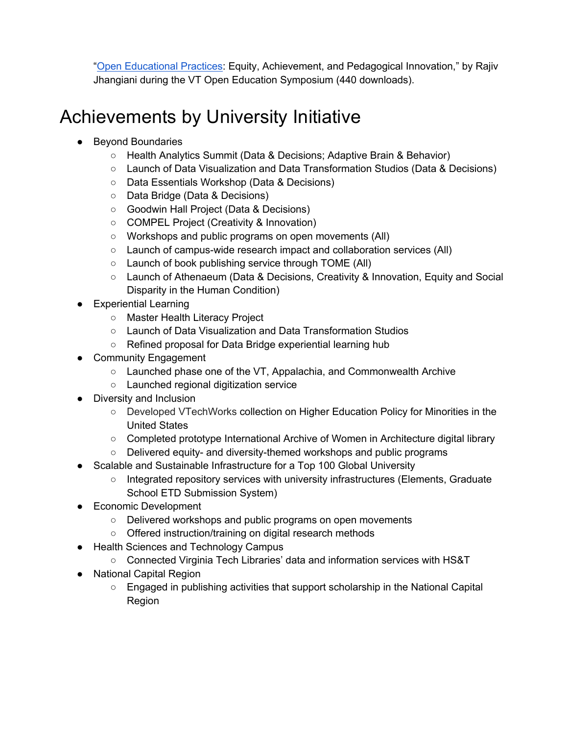"[Open Educational Practices](): Equity, Achievement, and Pedagogical Innovation," by Rajiv Jhangiani during the VT Open Education Symposium (440 downloads).

# Achievements by University Initiative

- Beyond Boundaries
  - Health Analytics Summit (Data & Decisions; Adaptive Brain & Behavior)
  - Launch of Data Visualization and Data Transformation Studios (Data & Decisions)
  - Data Essentials Workshop (Data & Decisions)
  - Data Bridge (Data & Decisions)
  - Goodwin Hall Project (Data & Decisions)
  - COMPEL Project (Creativity & Innovation)
  - Workshops and public programs on open movements (All)
  - Launch of campus-wide research impact and collaboration services (All)
  - Launch of book publishing service through TOME (All)
  - Launch of Athenaeum (Data & Decisions, Creativity & Innovation, Equity and Social Disparity in the Human Condition)
- Experiential Learning
  - Master Health Literacy Project
  - Launch of Data Visualization and Data Transformation Studios
  - Refined proposal for Data Bridge experiential learning hub
- Community Engagement
  - Launched phase one of the VT, Appalachia, and Commonwealth Archive
  - Launched regional digitization service
- Diversity and Inclusion
  - Developed VTechWorks collection on Higher Education Policy for Minorities in the United States
  - Completed prototype International Archive of Women in Architecture digital library
  - Delivered equity- and diversity-themed workshops and public programs
- Scalable and Sustainable Infrastructure for a Top 100 Global University
  - Integrated repository services with university infrastructures (Elements, Graduate School ETD Submission System)
- Economic Development
  - Delivered workshops and public programs on open movements
  - Offered instruction/training on digital research methods
- Health Sciences and Technology Campus
  - Connected Virginia Tech Libraries' data and information services with HS&T
- National Capital Region
  - Engaged in publishing activities that support scholarship in the National Capital Region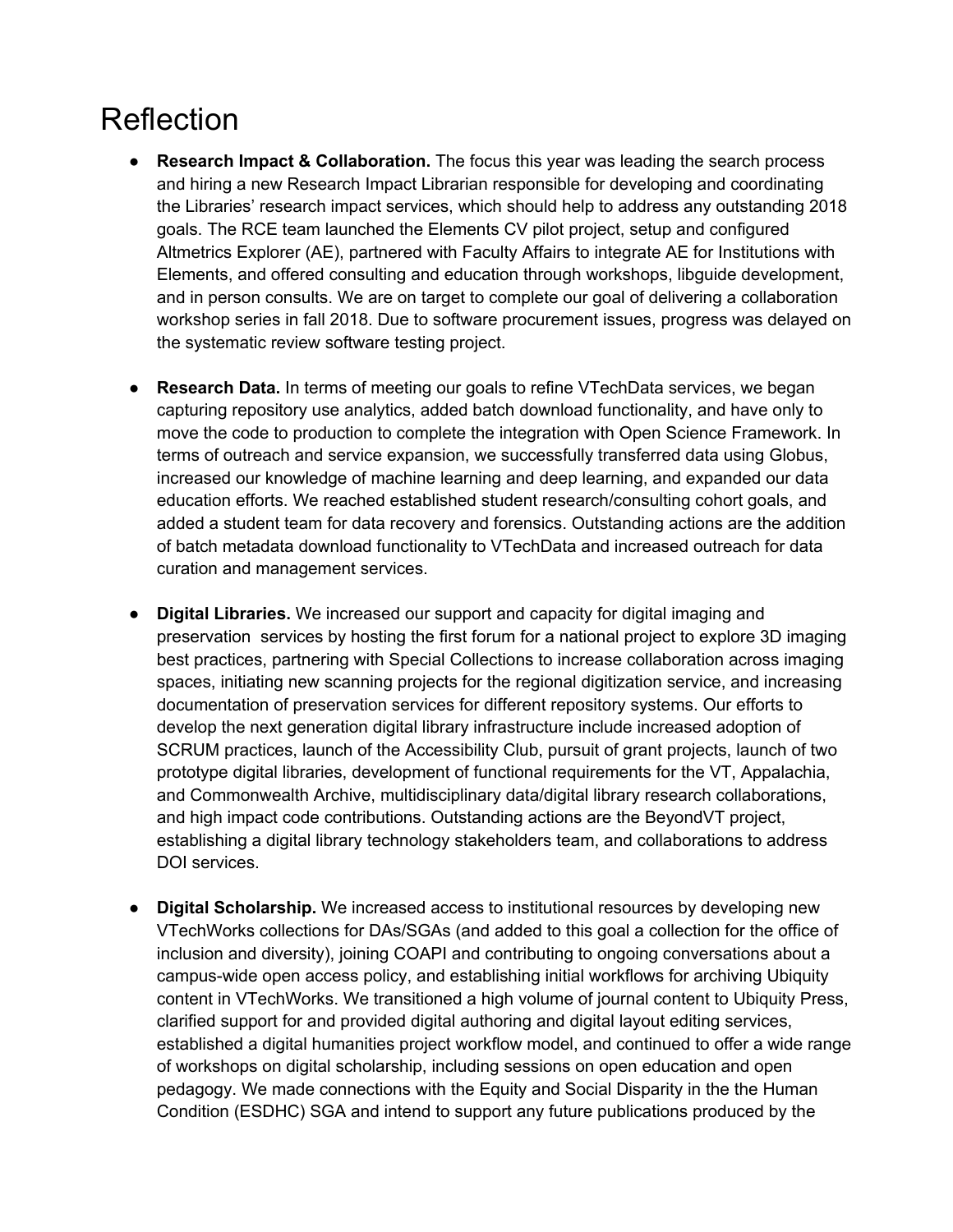# Reflection

- **Research Impact & Collaboration.** The focus this year was leading the search process and hiring a new Research Impact Librarian responsible for developing and coordinating the Libraries' research impact services, which should help to address any outstanding 2018 goals. The RCE team launched the Elements CV pilot project, setup and configured Altmetrics Explorer (AE), partnered with Faculty Affairs to integrate AE for Institutions with Elements, and offered consulting and education through workshops, libguide development, and in person consults. We are on target to complete our goal of delivering a collaboration workshop series in fall 2018. Due to software procurement issues, progress was delayed on the systematic review software testing project.

- **Research Data.** In terms of meeting our goals to refine VTechData services, we began capturing repository use analytics, added batch download functionality, and have only to move the code to production to complete the integration with Open Science Framework. In terms of outreach and service expansion, we successfully transferred data using Globus, increased our knowledge of machine learning and deep learning, and expanded our data education efforts. We reached established student research/consulting cohort goals, and added a student team for data recovery and forensics. Outstanding actions are the addition of batch metadata download functionality to VTechData and increased outreach for data curation and management services.

- **Digital Libraries.** We increased our support and capacity for digital imaging and preservation services by hosting the first forum for a national project to explore 3D imaging best practices, partnering with Special Collections to increase collaboration across imaging spaces, initiating new scanning projects for the regional digitization service, and increasing documentation of preservation services for different repository systems. Our efforts to develop the next generation digital library infrastructure include increased adoption of SCRUM practices, launch of the Accessibility Club, pursuit of grant projects, launch of two prototype digital libraries, development of functional requirements for the VT, Appalachia, and Commonwealth Archive, multidisciplinary data/digital library research collaborations, and high impact code contributions. Outstanding actions are the BeyondVT project, establishing a digital library technology stakeholders team, and collaborations to address DOI services.

- **Digital Scholarship.** We increased access to institutional resources by developing new VTechWorks collections for DAs/SGAs (and added to this goal a collection for the office of inclusion and diversity), joining COAPI and contributing to ongoing conversations about a campus-wide open access policy, and establishing initial workflows for archiving Ubiquity content in VTechWorks. We transitioned a high volume of journal content to Ubiquity Press, clarified support for and provided digital authoring and digital layout editing services, established a digital humanities project workflow model, and continued to offer a wide range of workshops on digital scholarship, including sessions on open education and open pedagogy. We made connections with the Equity and Social Disparity in the the Human Condition (ESDHC) SGA and intend to support any future publications produced by the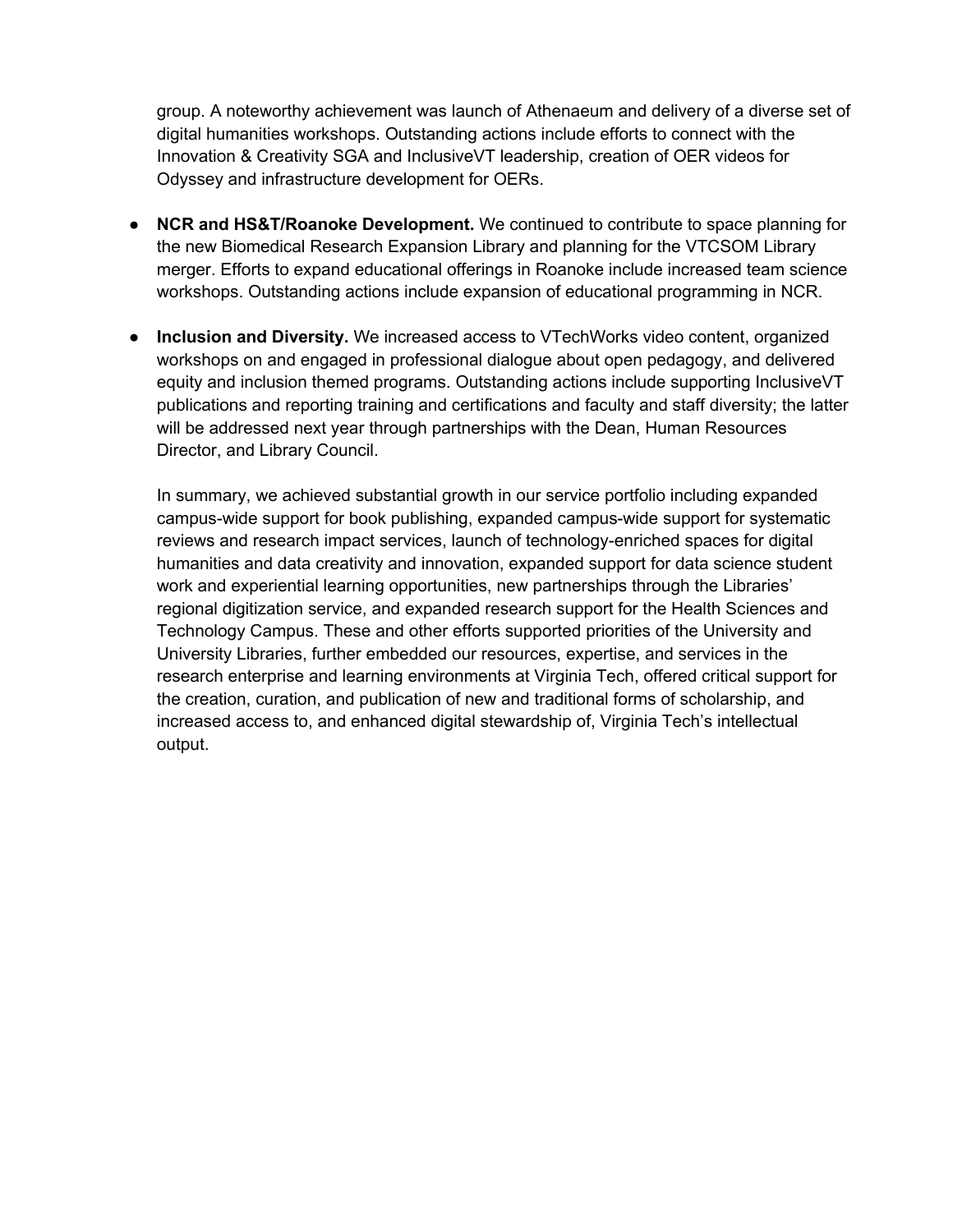group. A noteworthy achievement was launch of Athenaeum and delivery of a diverse set of digital humanities workshops. Outstanding actions include efforts to connect with the Innovation & Creativity SGA and InclusiveVT leadership, creation of OER videos for Odyssey and infrastructure development for OERs.

- **NCR and HS&T/Roanoke Development.** We continued to contribute to space planning for the new Biomedical Research Expansion Library and planning for the VTCSOM Library merger. Efforts to expand educational offerings in Roanoke include increased team science workshops. Outstanding actions include expansion of educational programming in NCR.

- **Inclusion and Diversity.** We increased access to VTechWorks video content, organized workshops on and engaged in professional dialogue about open pedagogy, and delivered equity and inclusion themed programs. Outstanding actions include supporting InclusiveVT publications and reporting training and certifications and faculty and staff diversity; the latter will be addressed next year through partnerships with the Dean, Human Resources Director, and Library Council.

In summary, we achieved substantial growth in our service portfolio including expanded campus-wide support for book publishing, expanded campus-wide support for systematic reviews and research impact services, launch of technology-enriched spaces for digital humanities and data creativity and innovation, expanded support for data science student work and experiential learning opportunities, new partnerships through the Libraries' regional digitization service, and expanded research support for the Health Sciences and Technology Campus. These and other efforts supported priorities of the University and University Libraries, further embedded our resources, expertise, and services in the research enterprise and learning environments at Virginia Tech, offered critical support for the creation, curation, and publication of new and traditional forms of scholarship, and increased access to, and enhanced digital stewardship of, Virginia Tech's intellectual output.